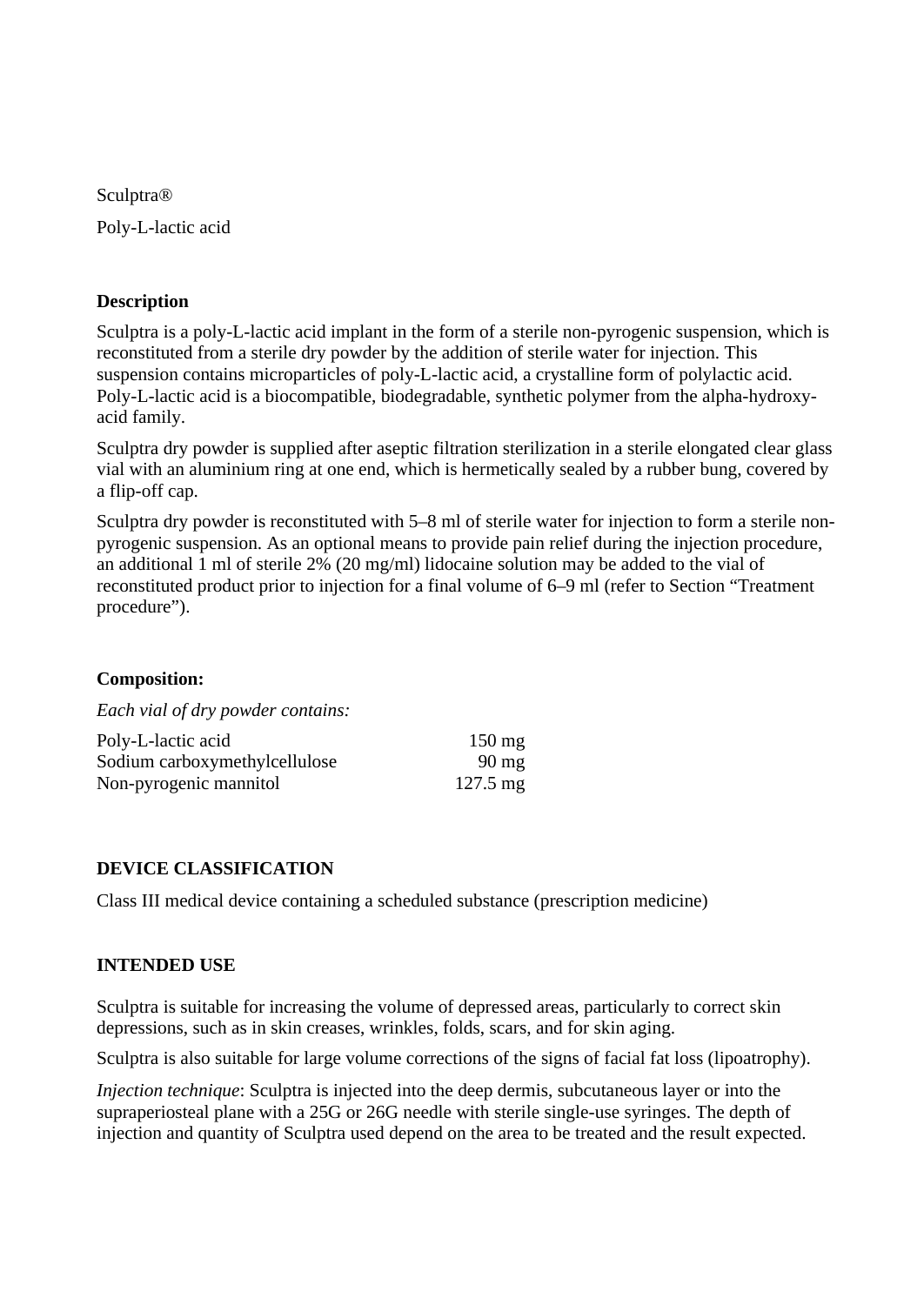Sculptra®

Poly-L-lactic acid

## Description

Sculptra is a poly-L-lactic acid implant in the form of a sterile non-pyrogenic suspension, which is reconstituted from a sterile dry powder by the addition of sterile water for injection. This suspension contains microparticles of poly-L-lactic acid, a crystalline form of polylactic acid. Poly-L-lactic acid is a biocompatible, biodegradable, synthetic polymer from the alpha-hydroxy-acid family.

Sculptra dry powder is supplied after aseptic filtration sterilization in a sterile elongated clear glass vial with an aluminium ring at one end, which is hermetically sealed by a rubber bung, covered by a flip-off cap.

Sculptra dry powder is reconstituted with 5–8 ml of sterile water for injection to form a sterile non-pyrogenic suspension. As an optional means to provide pain relief during the injection procedure, an additional 1 ml of sterile 2% (20 mg/ml) lidocaine solution may be added to the vial of reconstituted product prior to injection for a final volume of 6–9 ml (refer to Section "Treatment procedure").

## Composition:

*Each vial of dry powder contains:*

| | |
|---|---|
| Poly-L-lactic acid | 150 mg |
| Sodium carboxymethylcellulose | 90 mg |
| Non-pyrogenic mannitol | 127.5 mg |

## DEVICE CLASSIFICATION

Class III medical device containing a scheduled substance (prescription medicine)

## INTENDED USE

Sculptra is suitable for increasing the volume of depressed areas, particularly to correct skin depressions, such as in skin creases, wrinkles, folds, scars, and for skin aging.

Sculptra is also suitable for large volume corrections of the signs of facial fat loss (lipoatrophy).

*Injection technique*: Sculptra is injected into the deep dermis, subcutaneous layer or into the supraperiosteal plane with a 25G or 26G needle with sterile single-use syringes. The depth of injection and quantity of Sculptra used depend on the area to be treated and the result expected.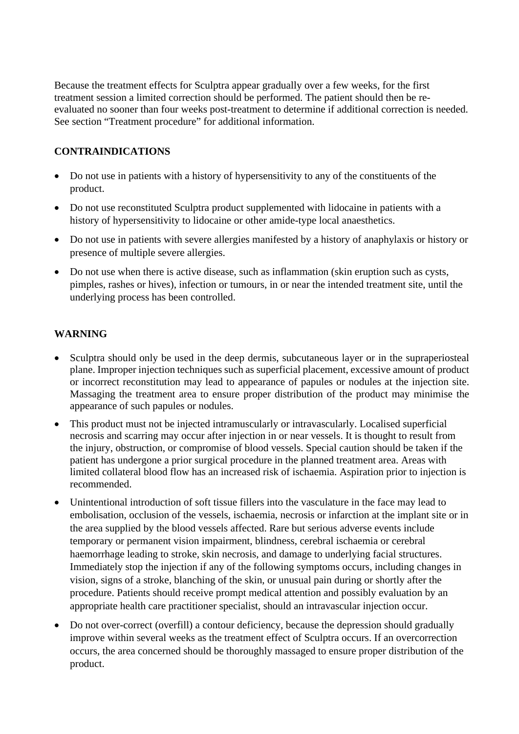Because the treatment effects for Sculptra appear gradually over a few weeks, for the first treatment session a limited correction should be performed. The patient should then be re-evaluated no sooner than four weeks post-treatment to determine if additional correction is needed. See section “Treatment procedure” for additional information.

## CONTRAINDICATIONS

- Do not use in patients with a history of hypersensitivity to any of the constituents of the product.
- Do not use reconstituted Sculptra product supplemented with lidocaine in patients with a history of hypersensitivity to lidocaine or other amide-type local anaesthetics.
- Do not use in patients with severe allergies manifested by a history of anaphylaxis or history or presence of multiple severe allergies.
- Do not use when there is active disease, such as inflammation (skin eruption such as cysts, pimples, rashes or hives), infection or tumours, in or near the intended treatment site, until the underlying process has been controlled.

## WARNING

- Sculptra should only be used in the deep dermis, subcutaneous layer or in the supraperiosteal plane. Improper injection techniques such as superficial placement, excessive amount of product or incorrect reconstitution may lead to appearance of papules or nodules at the injection site. Massaging the treatment area to ensure proper distribution of the product may minimise the appearance of such papules or nodules.
- This product must not be injected intramuscularly or intravascularly. Localised superficial necrosis and scarring may occur after injection in or near vessels. It is thought to result from the injury, obstruction, or compromise of blood vessels. Special caution should be taken if the patient has undergone a prior surgical procedure in the planned treatment area. Areas with limited collateral blood flow has an increased risk of ischaemia. Aspiration prior to injection is recommended.
- Unintentional introduction of soft tissue fillers into the vasculature in the face may lead to embolisation, occlusion of the vessels, ischaemia, necrosis or infarction at the implant site or in the area supplied by the blood vessels affected. Rare but serious adverse events include temporary or permanent vision impairment, blindness, cerebral ischaemia or cerebral haemorrhage leading to stroke, skin necrosis, and damage to underlying facial structures. Immediately stop the injection if any of the following symptoms occurs, including changes in vision, signs of a stroke, blanching of the skin, or unusual pain during or shortly after the procedure. Patients should receive prompt medical attention and possibly evaluation by an appropriate health care practitioner specialist, should an intravascular injection occur.
- Do not over-correct (overfill) a contour deficiency, because the depression should gradually improve within several weeks as the treatment effect of Sculptra occurs. If an overcorrection occurs, the area concerned should be thoroughly massaged to ensure proper distribution of the product.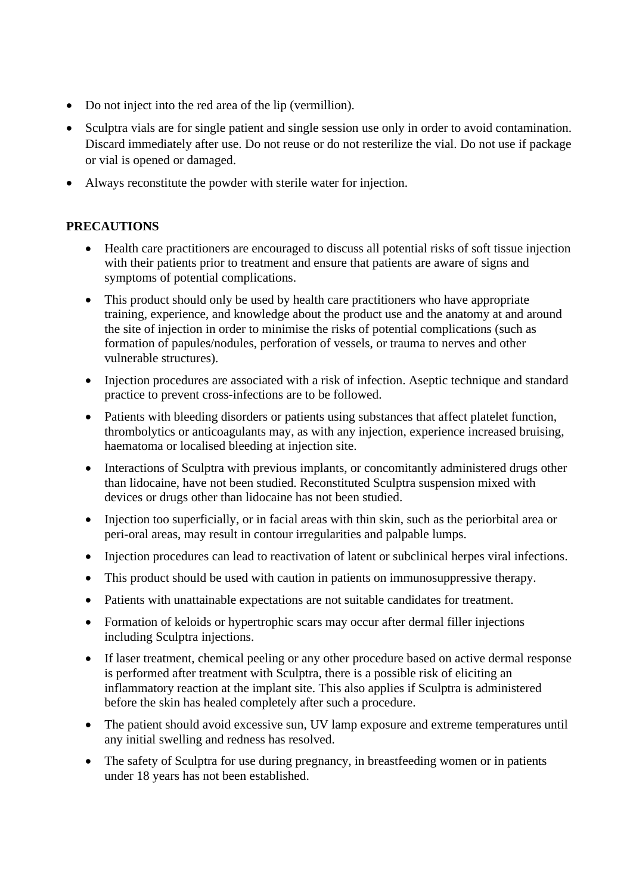- Do not inject into the red area of the lip (vermillion).
- Sculptra vials are for single patient and single session use only in order to avoid contamination. Discard immediately after use. Do not reuse or do not resterilize the vial. Do not use if package or vial is opened or damaged.
- Always reconstitute the powder with sterile water for injection.

**PRECAUTIONS**

- Health care practitioners are encouraged to discuss all potential risks of soft tissue injection with their patients prior to treatment and ensure that patients are aware of signs and symptoms of potential complications.
- This product should only be used by health care practitioners who have appropriate training, experience, and knowledge about the product use and the anatomy at and around the site of injection in order to minimise the risks of potential complications (such as formation of papules/nodules, perforation of vessels, or trauma to nerves and other vulnerable structures).
- Injection procedures are associated with a risk of infection. Aseptic technique and standard practice to prevent cross-infections are to be followed.
- Patients with bleeding disorders or patients using substances that affect platelet function, thrombolytics or anticoagulants may, as with any injection, experience increased bruising, haematoma or localised bleeding at injection site.
- Interactions of Sculptra with previous implants, or concomitantly administered drugs other than lidocaine, have not been studied. Reconstituted Sculptra suspension mixed with devices or drugs other than lidocaine has not been studied.
- Injection too superficially, or in facial areas with thin skin, such as the periorbital area or peri-oral areas, may result in contour irregularities and palpable lumps.
- Injection procedures can lead to reactivation of latent or subclinical herpes viral infections.
- This product should be used with caution in patients on immunosuppressive therapy.
- Patients with unattainable expectations are not suitable candidates for treatment.
- Formation of keloids or hypertrophic scars may occur after dermal filler injections including Sculptra injections.
- If laser treatment, chemical peeling or any other procedure based on active dermal response is performed after treatment with Sculptra, there is a possible risk of eliciting an inflammatory reaction at the implant site. This also applies if Sculptra is administered before the skin has healed completely after such a procedure.
- The patient should avoid excessive sun, UV lamp exposure and extreme temperatures until any initial swelling and redness has resolved.
- The safety of Sculptra for use during pregnancy, in breastfeeding women or in patients under 18 years has not been established.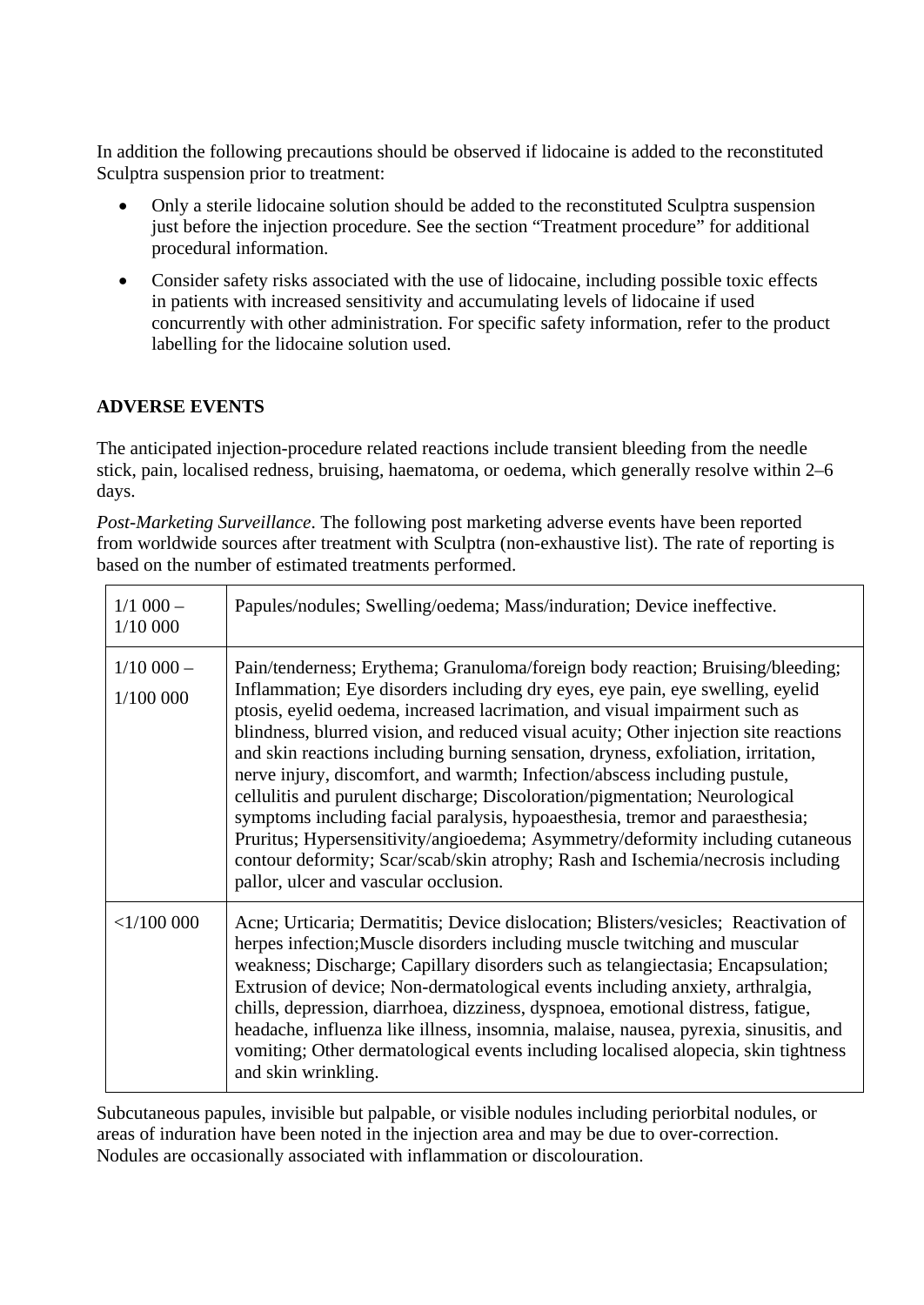In addition the following precautions should be observed if lidocaine is added to the reconstituted Sculptra suspension prior to treatment:

- Only a sterile lidocaine solution should be added to the reconstituted Sculptra suspension just before the injection procedure. See the section "Treatment procedure" for additional procedural information.
- Consider safety risks associated with the use of lidocaine, including possible toxic effects in patients with increased sensitivity and accumulating levels of lidocaine if used concurrently with other administration. For specific safety information, refer to the product labelling for the lidocaine solution used.

## ADVERSE EVENTS

The anticipated injection-procedure related reactions include transient bleeding from the needle stick, pain, localised redness, bruising, haematoma, or oedema, which generally resolve within 2–6 days.

*Post-Marketing Surveillance*. The following post marketing adverse events have been reported from worldwide sources after treatment with Sculptra (non-exhaustive list). The rate of reporting is based on the number of estimated treatments performed.

| | |
|---|---|
| 1/1 000 – 1/10 000 | Papules/nodules; Swelling/oedema; Mass/induration; Device ineffective. |
| 1/10 000 – 1/100 000 | Pain/tenderness; Erythema; Granuloma/foreign body reaction; Bruising/bleeding; Inflammation; Eye disorders including dry eyes, eye pain, eye swelling, eyelid ptosis, eyelid oedema, increased lacrimation, and visual impairment such as blindness, blurred vision, and reduced visual acuity; Other injection site reactions and skin reactions including burning sensation, dryness, exfoliation, irritation, nerve injury, discomfort, and warmth; Infection/abscess including pustule, cellulitis and purulent discharge; Discoloration/pigmentation; Neurological symptoms including facial paralysis, hypoaesthesia, tremor and paraesthesia; Pruritus; Hypersensitivity/angioedema; Asymmetry/deformity including cutaneous contour deformity; Scar/scab/skin atrophy; Rash and Ischemia/necrosis including pallor, ulcer and vascular occlusion. |
| <1/100 000 | Acne; Urticaria; Dermatitis; Device dislocation; Blisters/vesicles; Reactivation of herpes infection;Muscle disorders including muscle twitching and muscular weakness; Discharge; Capillary disorders such as telangiectasia; Encapsulation; Extrusion of device; Non-dermatological events including anxiety, arthralgia, chills, depression, diarrhoea, dizziness, dyspnoea, emotional distress, fatigue, headache, influenza like illness, insomnia, malaise, nausea, pyrexia, sinusitis, and vomiting; Other dermatological events including localised alopecia, skin tightness and skin wrinkling. |

Subcutaneous papules, invisible but palpable, or visible nodules including periorbital nodules, or areas of induration have been noted in the injection area and may be due to over-correction. Nodules are occasionally associated with inflammation or discolouration.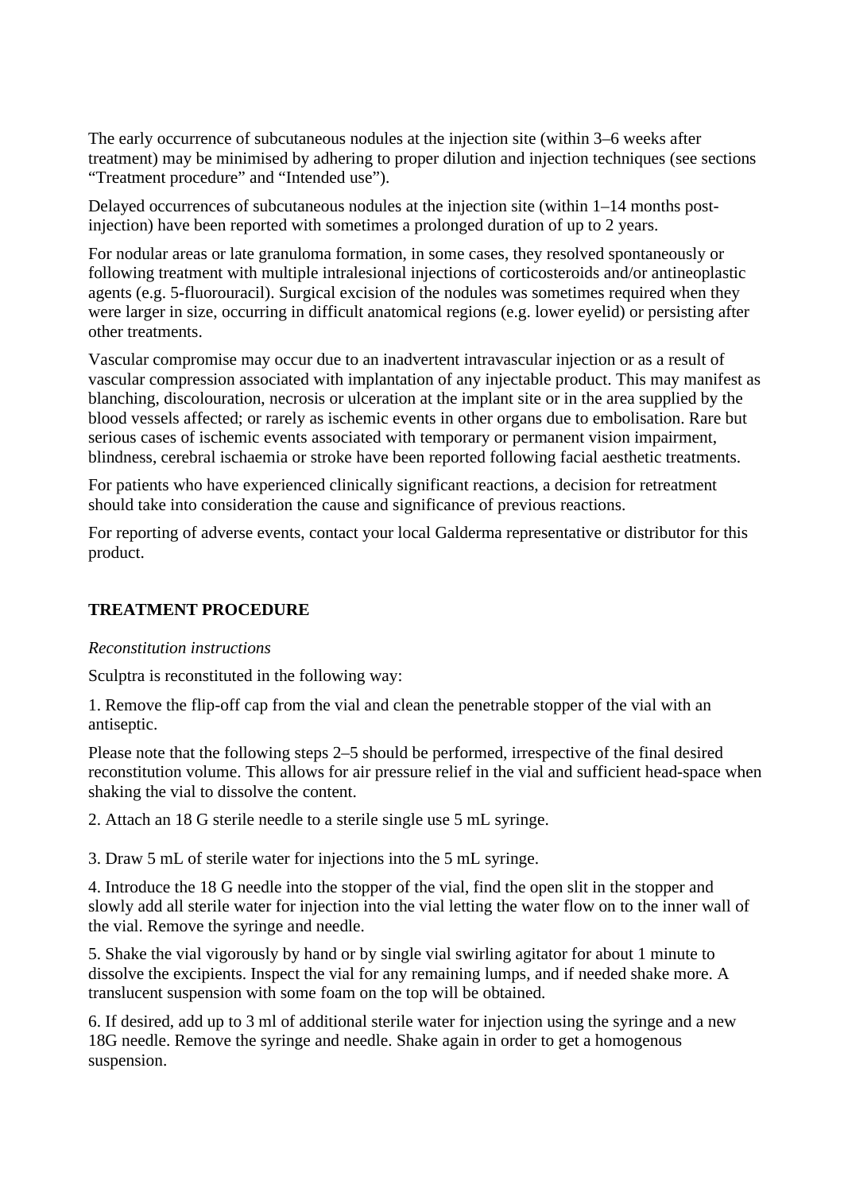The early occurrence of subcutaneous nodules at the injection site (within 3–6 weeks after treatment) may be minimised by adhering to proper dilution and injection techniques (see sections “Treatment procedure” and “Intended use”).

Delayed occurrences of subcutaneous nodules at the injection site (within 1–14 months post-injection) have been reported with sometimes a prolonged duration of up to 2 years.

For nodular areas or late granuloma formation, in some cases, they resolved spontaneously or following treatment with multiple intralesional injections of corticosteroids and/or antineoplastic agents (e.g. 5-fluorouracil). Surgical excision of the nodules was sometimes required when they were larger in size, occurring in difficult anatomical regions (e.g. lower eyelid) or persisting after other treatments.

Vascular compromise may occur due to an inadvertent intravascular injection or as a result of vascular compression associated with implantation of any injectable product. This may manifest as blanching, discolouration, necrosis or ulceration at the implant site or in the area supplied by the blood vessels affected; or rarely as ischemic events in other organs due to embolisation. Rare but serious cases of ischemic events associated with temporary or permanent vision impairment, blindness, cerebral ischaemia or stroke have been reported following facial aesthetic treatments.

For patients who have experienced clinically significant reactions, a decision for retreatment should take into consideration the cause and significance of previous reactions.

For reporting of adverse events, contact your local Galderma representative or distributor for this product.

## TREATMENT PROCEDURE

*Reconstitution instructions*

Sculptra is reconstituted in the following way:

1. Remove the flip-off cap from the vial and clean the penetrable stopper of the vial with an antiseptic.

Please note that the following steps 2–5 should be performed, irrespective of the final desired reconstitution volume. This allows for air pressure relief in the vial and sufficient head-space when shaking the vial to dissolve the content.

2. Attach an 18 G sterile needle to a sterile single use 5 mL syringe.

3. Draw 5 mL of sterile water for injections into the 5 mL syringe.

4. Introduce the 18 G needle into the stopper of the vial, find the open slit in the stopper and slowly add all sterile water for injection into the vial letting the water flow on to the inner wall of the vial. Remove the syringe and needle.

5. Shake the vial vigorously by hand or by single vial swirling agitator for about 1 minute to dissolve the excipients. Inspect the vial for any remaining lumps, and if needed shake more. A translucent suspension with some foam on the top will be obtained.

6. If desired, add up to 3 ml of additional sterile water for injection using the syringe and a new 18G needle. Remove the syringe and needle. Shake again in order to get a homogenous suspension.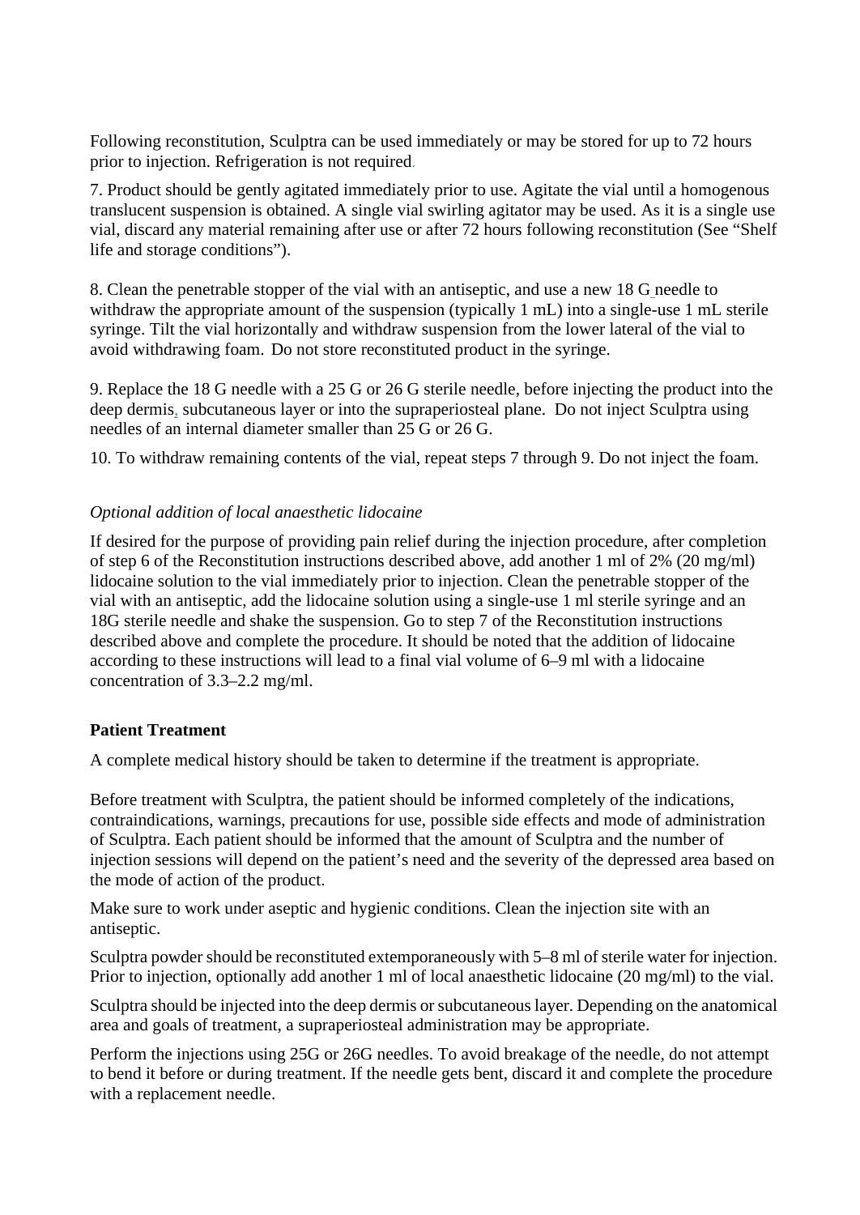Following reconstitution, Sculptra can be used immediately or may be stored for up to 72 hours prior to injection. Refrigeration is not required.

7. Product should be gently agitated immediately prior to use. Agitate the vial until a homogenous translucent suspension is obtained. A single vial swirling agitator may be used. As it is a single use vial, discard any material remaining after use or after 72 hours following reconstitution (See "Shelf life and storage conditions").

8. Clean the penetrable stopper of the vial with an antiseptic, and use a new 18 G needle to withdraw the appropriate amount of the suspension (typically 1 mL) into a single-use 1 mL sterile syringe. Tilt the vial horizontally and withdraw suspension from the lower lateral of the vial to avoid withdrawing foam. Do not store reconstituted product in the syringe.

9. Replace the 18 G needle with a 25 G or 26 G sterile needle, before injecting the product into the deep dermis, subcutaneous layer or into the supraperiosteal plane. Do not inject Sculptra using needles of an internal diameter smaller than 25 G or 26 G.

10. To withdraw remaining contents of the vial, repeat steps 7 through 9. Do not inject the foam.

*Optional addition of local anaesthetic lidocaine*

If desired for the purpose of providing pain relief during the injection procedure, after completion of step 6 of the Reconstitution instructions described above, add another 1 ml of 2% (20 mg/ml) lidocaine solution to the vial immediately prior to injection. Clean the penetrable stopper of the vial with an antiseptic, add the lidocaine solution using a single-use 1 ml sterile syringe and an 18G sterile needle and shake the suspension. Go to step 7 of the Reconstitution instructions described above and complete the procedure. It should be noted that the addition of lidocaine according to these instructions will lead to a final vial volume of 6–9 ml with a lidocaine concentration of 3.3–2.2 mg/ml.

**Patient Treatment**

A complete medical history should be taken to determine if the treatment is appropriate.

Before treatment with Sculptra, the patient should be informed completely of the indications, contraindications, warnings, precautions for use, possible side effects and mode of administration of Sculptra. Each patient should be informed that the amount of Sculptra and the number of injection sessions will depend on the patient's need and the severity of the depressed area based on the mode of action of the product.

Make sure to work under aseptic and hygienic conditions. Clean the injection site with an antiseptic.

Sculptra powder should be reconstituted extemporaneously with 5–8 ml of sterile water for injection. Prior to injection, optionally add another 1 ml of local anaesthetic lidocaine (20 mg/ml) to the vial.

Sculptra should be injected into the deep dermis or subcutaneous layer. Depending on the anatomical area and goals of treatment, a supraperiosteal administration may be appropriate.

Perform the injections using 25G or 26G needles. To avoid breakage of the needle, do not attempt to bend it before or during treatment. If the needle gets bent, discard it and complete the procedure with a replacement needle.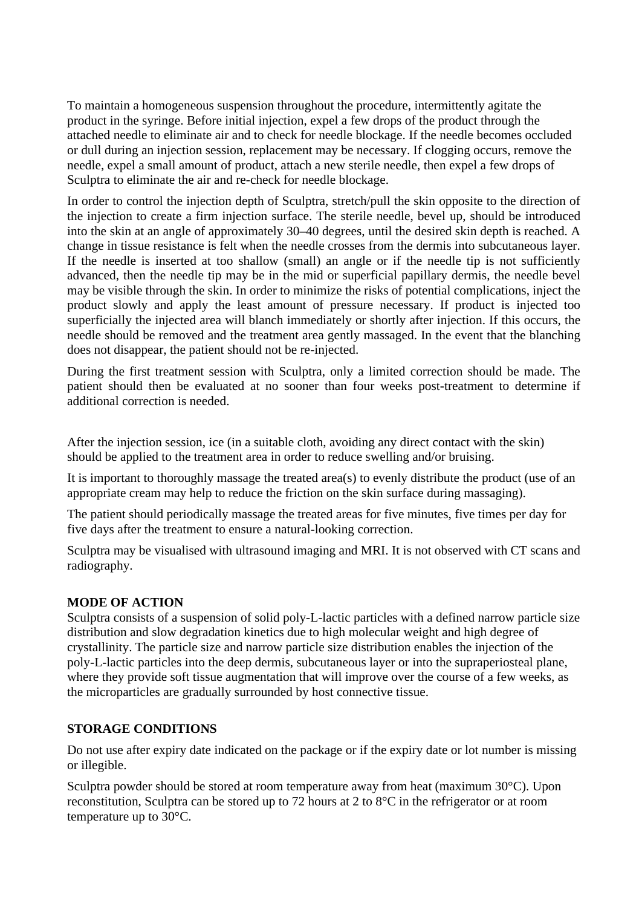To maintain a homogeneous suspension throughout the procedure, intermittently agitate the product in the syringe. Before initial injection, expel a few drops of the product through the attached needle to eliminate air and to check for needle blockage. If the needle becomes occluded or dull during an injection session, replacement may be necessary. If clogging occurs, remove the needle, expel a small amount of product, attach a new sterile needle, then expel a few drops of Sculptra to eliminate the air and re-check for needle blockage.

In order to control the injection depth of Sculptra, stretch/pull the skin opposite to the direction of the injection to create a firm injection surface. The sterile needle, bevel up, should be introduced into the skin at an angle of approximately 30–40 degrees, until the desired skin depth is reached. A change in tissue resistance is felt when the needle crosses from the dermis into subcutaneous layer. If the needle is inserted at too shallow (small) an angle or if the needle tip is not sufficiently advanced, then the needle tip may be in the mid or superficial papillary dermis, the needle bevel may be visible through the skin. In order to minimize the risks of potential complications, inject the product slowly and apply the least amount of pressure necessary. If product is injected too superficially the injected area will blanch immediately or shortly after injection. If this occurs, the needle should be removed and the treatment area gently massaged. In the event that the blanching does not disappear, the patient should not be re-injected.

During the first treatment session with Sculptra, only a limited correction should be made. The patient should then be evaluated at no sooner than four weeks post-treatment to determine if additional correction is needed.

After the injection session, ice (in a suitable cloth, avoiding any direct contact with the skin) should be applied to the treatment area in order to reduce swelling and/or bruising.

It is important to thoroughly massage the treated area(s) to evenly distribute the product (use of an appropriate cream may help to reduce the friction on the skin surface during massaging).

The patient should periodically massage the treated areas for five minutes, five times per day for five days after the treatment to ensure a natural-looking correction.

Sculptra may be visualised with ultrasound imaging and MRI. It is not observed with CT scans and radiography.

**MODE OF ACTION**

Sculptra consists of a suspension of solid poly-L-lactic particles with a defined narrow particle size distribution and slow degradation kinetics due to high molecular weight and high degree of crystallinity. The particle size and narrow particle size distribution enables the injection of the poly-L-lactic particles into the deep dermis, subcutaneous layer or into the supraperiosteal plane, where they provide soft tissue augmentation that will improve over the course of a few weeks, as the microparticles are gradually surrounded by host connective tissue.

**STORAGE CONDITIONS**

Do not use after expiry date indicated on the package or if the expiry date or lot number is missing or illegible.

Sculptra powder should be stored at room temperature away from heat (maximum 30°C). Upon reconstitution, Sculptra can be stored up to 72 hours at 2 to 8°C in the refrigerator or at room temperature up to 30°C.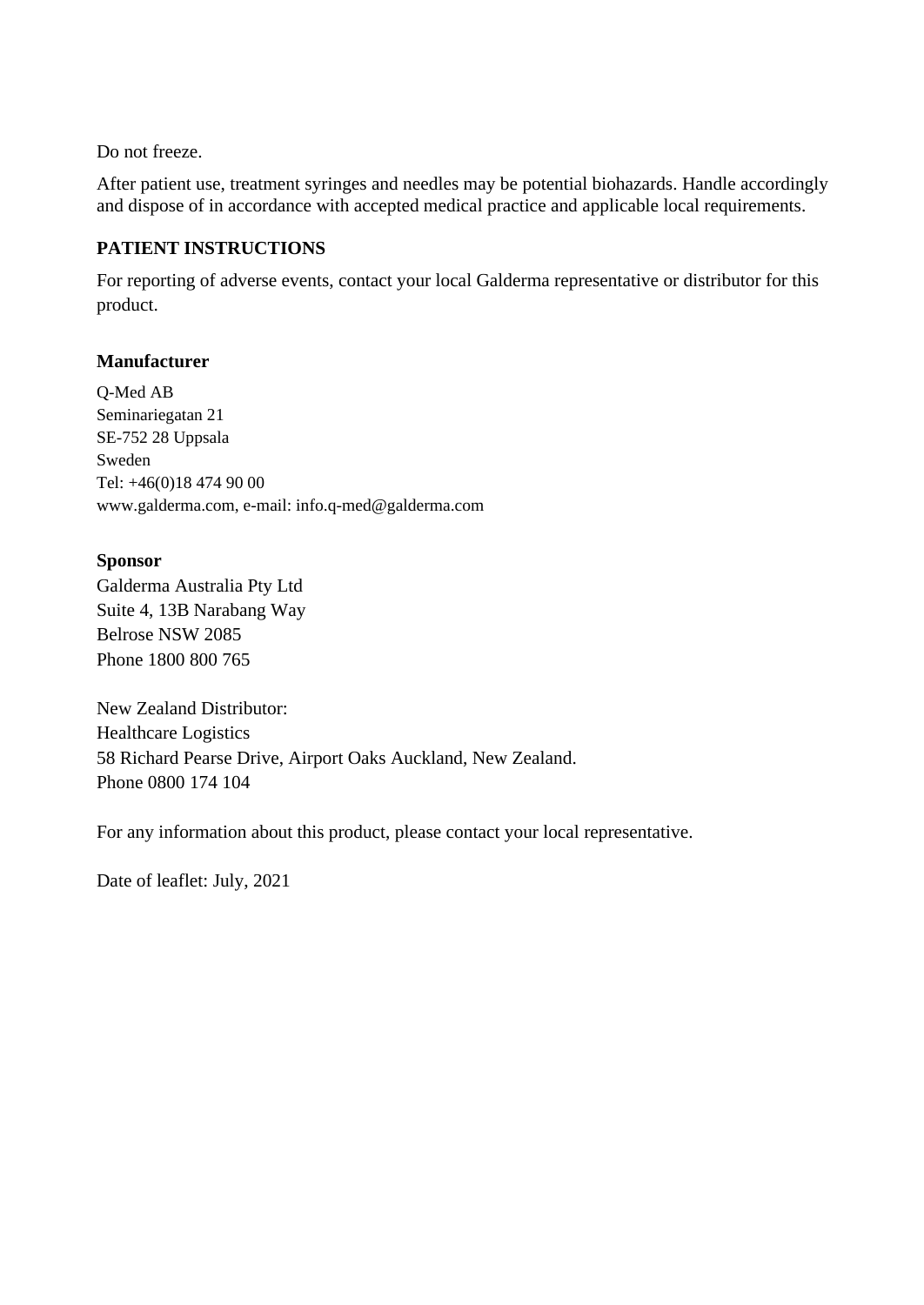Do not freeze.

After patient use, treatment syringes and needles may be potential biohazards. Handle accordingly and dispose of in accordance with accepted medical practice and applicable local requirements.

## PATIENT INSTRUCTIONS

For reporting of adverse events, contact your local Galderma representative or distributor for this product.

### Manufacturer

Q-Med AB
Seminariegatan 21
SE-752 28 Uppsala
Sweden
Tel: +46(0)18 474 90 00
www.galderma.com, e-mail: info.q-med@galderma.com

### Sponsor

Galderma Australia Pty Ltd
Suite 4, 13B Narabang Way
Belrose NSW 2085
Phone 1800 800 765

New Zealand Distributor:
Healthcare Logistics
58 Richard Pearse Drive, Airport Oaks Auckland, New Zealand.
Phone 0800 174 104

For any information about this product, please contact your local representative.

Date of leaflet: July, 2021